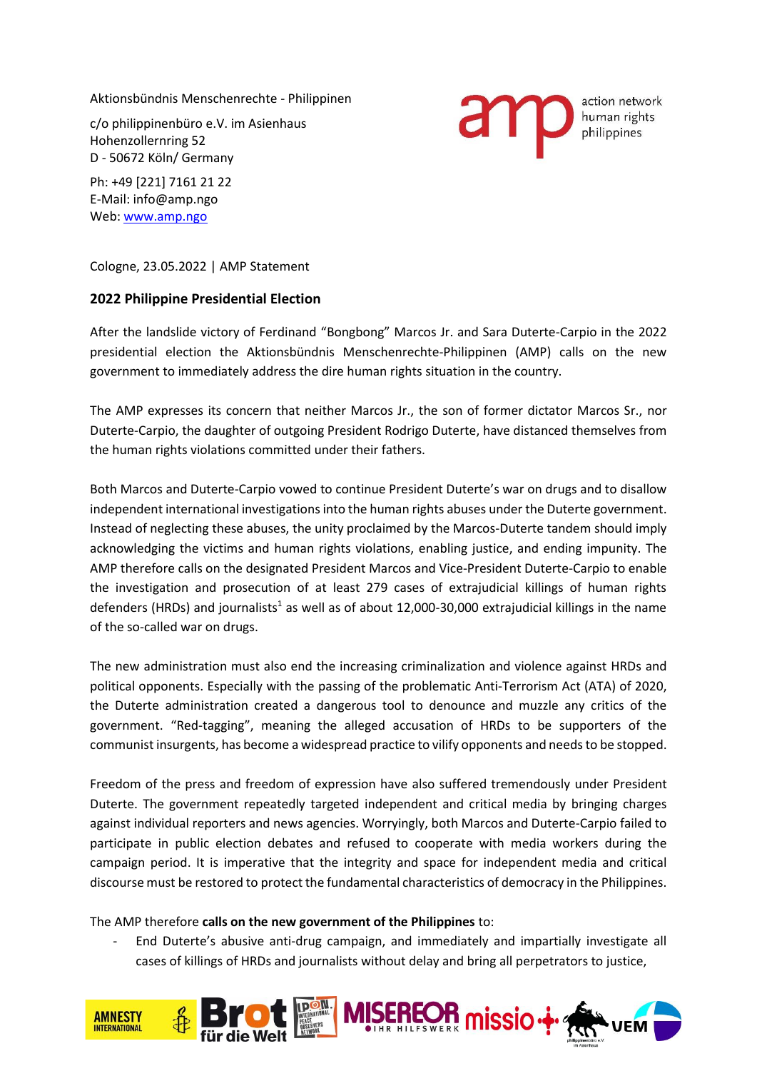Aktionsbündnis Menschenrechte - Philippinen

c/o philippinenbüro e.V. im Asienhaus
Hohenzollernring 52
D - 50672 Köln/ Germany

Ph: +49 [221] 7161 21 22
E-Mail: info@amp.ngo
Web: www.amp.ngo

amp action network human rights philippines

Cologne, 23.05.2022 | AMP Statement

## 2022 Philippine Presidential Election

After the landslide victory of Ferdinand "Bongbong" Marcos Jr. and Sara Duterte-Carpio in the 2022 presidential election the Aktionsbündnis Menschenrechte-Philippinen (AMP) calls on the new government to immediately address the dire human rights situation in the country.

The AMP expresses its concern that neither Marcos Jr., the son of former dictator Marcos Sr., nor Duterte-Carpio, the daughter of outgoing President Rodrigo Duterte, have distanced themselves from the human rights violations committed under their fathers.

Both Marcos and Duterte-Carpio vowed to continue President Duterte's war on drugs and to disallow independent international investigations into the human rights abuses under the Duterte government. Instead of neglecting these abuses, the unity proclaimed by the Marcos-Duterte tandem should imply acknowledging the victims and human rights violations, enabling justice, and ending impunity. The AMP therefore calls on the designated President Marcos and Vice-President Duterte-Carpio to enable the investigation and prosecution of at least 279 cases of extrajudicial killings of human rights defenders (HRDs) and journalists[1] as well as of about 12,000-30,000 extrajudicial killings in the name of the so-called war on drugs.

The new administration must also end the increasing criminalization and violence against HRDs and political opponents. Especially with the passing of the problematic Anti-Terrorism Act (ATA) of 2020, the Duterte administration created a dangerous tool to denounce and muzzle any critics of the government. "Red-tagging", meaning the alleged accusation of HRDs to be supporters of the communist insurgents, has become a widespread practice to vilify opponents and needs to be stopped.

Freedom of the press and freedom of expression have also suffered tremendously under President Duterte. The government repeatedly targeted independent and critical media by bringing charges against individual reporters and news agencies. Worryingly, both Marcos and Duterte-Carpio failed to participate in public election debates and refused to cooperate with media workers during the campaign period. It is imperative that the integrity and space for independent media and critical discourse must be restored to protect the fundamental characteristics of democracy in the Philippines.

The AMP therefore **calls on the new government of the Philippines** to:

- End Duterte's abusive anti-drug campaign, and immediately and impartially investigate all cases of killings of HRDs and journalists without delay and bring all perpetrators to justice,

AMNESTY INTERNATIONAL | Brot für die Welt | IPON International Peace Observers Network | MISEREOR IHR HILFSWERK | missio | philippinenbüro e.V. im Asienhaus | VEM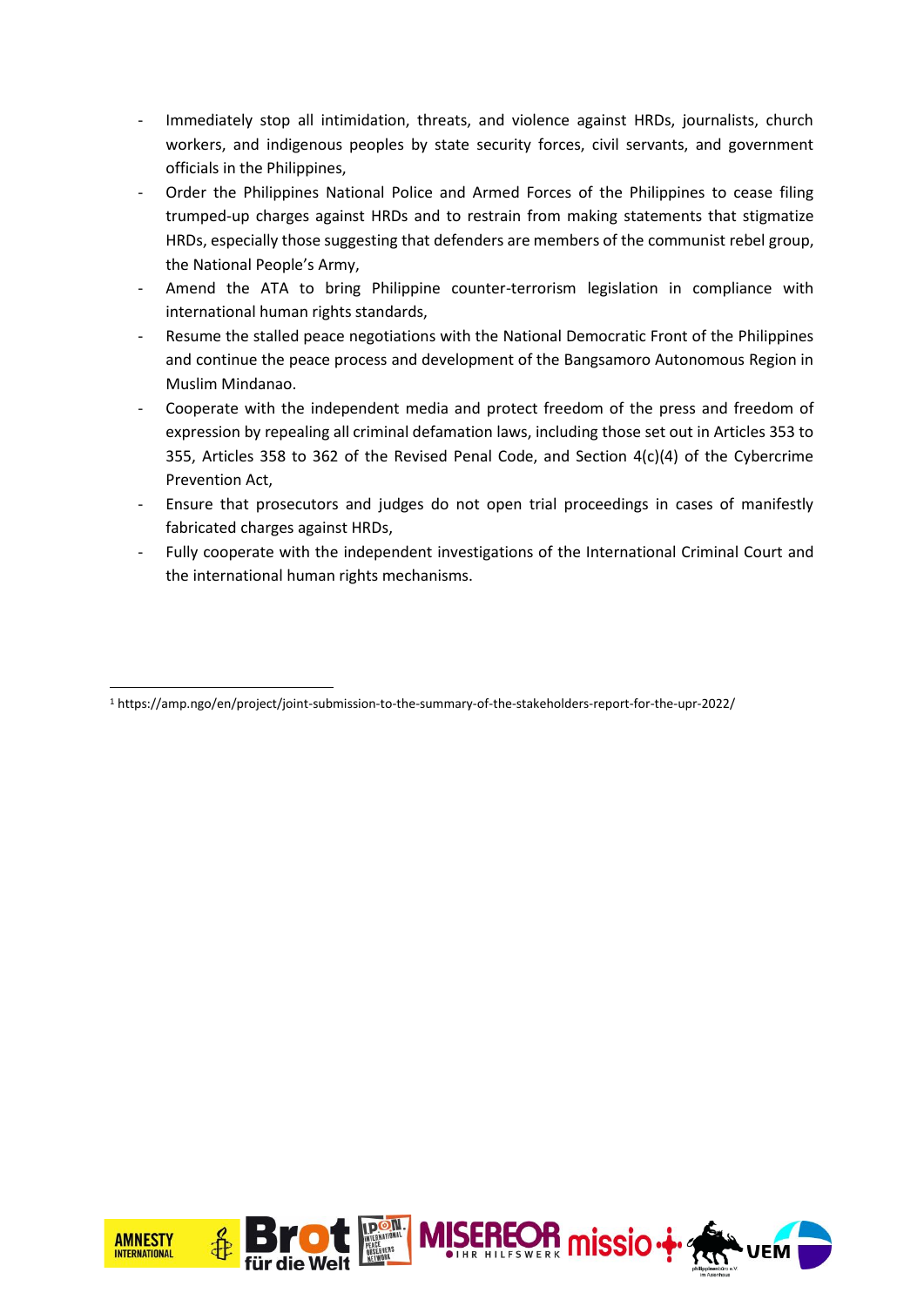- Immediately stop all intimidation, threats, and violence against HRDs, journalists, church workers, and indigenous peoples by state security forces, civil servants, and government officials in the Philippines,
- Order the Philippines National Police and Armed Forces of the Philippines to cease filing trumped-up charges against HRDs and to restrain from making statements that stigmatize HRDs, especially those suggesting that defenders are members of the communist rebel group, the National People's Army,
- Amend the ATA to bring Philippine counter-terrorism legislation in compliance with international human rights standards,
- Resume the stalled peace negotiations with the National Democratic Front of the Philippines and continue the peace process and development of the Bangsamoro Autonomous Region in Muslim Mindanao.
- Cooperate with the independent media and protect freedom of the press and freedom of expression by repealing all criminal defamation laws, including those set out in Articles 353 to 355, Articles 358 to 362 of the Revised Penal Code, and Section 4(c)(4) of the Cybercrime Prevention Act,
- Ensure that prosecutors and judges do not open trial proceedings in cases of manifestly fabricated charges against HRDs,
- Fully cooperate with the independent investigations of the International Criminal Court and the international human rights mechanisms.

[1] https://amp.ngo/en/project/joint-submission-to-the-summary-of-the-stakeholders-report-for-the-upr-2022/